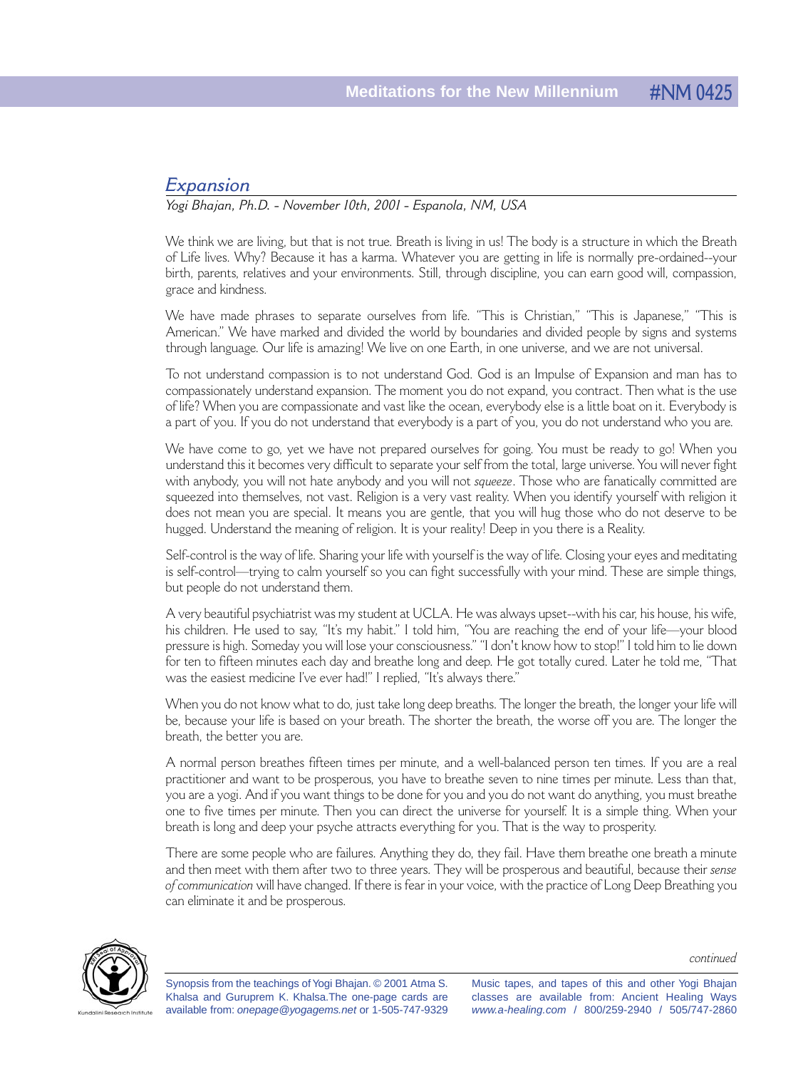## *Expansion*

*Yogi Bhajan, Ph.D. - November 10th, 2001 - Espanola, NM, USA*

We think we are living, but that is not true. Breath is living in us! The body is a structure in which the Breath of Life lives. Why? Because it has a karma. Whatever you are getting in life is normally pre-ordained--your birth, parents, relatives and your environments. Still, through discipline, you can earn good will, compassion, grace and kindness.

We have made phrases to separate ourselves from life. "This is Christian," "This is Japanese," "This is American." We have marked and divided the world by boundaries and divided people by signs and systems through language. Our life is amazing! We live on one Earth, in one universe, and we are not universal.

To not understand compassion is to not understand God. God is an Impulse of Expansion and man has to compassionately understand expansion. The moment you do not expand, you contract. Then what is the use of life? When you are compassionate and vast like the ocean, everybody else is a little boat on it. Everybody is a part of you. If you do not understand that everybody is a part of you, you do not understand who you are.

We have come to go, yet we have not prepared ourselves for going. You must be ready to go! When you understand this it becomes very difficult to separate your self from the total, large universe. You will never fight with anybody, you will not hate anybody and you will not *squeeze*. Those who are fanatically committed are squeezed into themselves, not vast. Religion is a very vast reality. When you identify yourself with religion it does not mean you are special. It means you are gentle, that you will hug those who do not deserve to be hugged. Understand the meaning of religion. It is your reality! Deep in you there is a Reality.

Self-control is the way of life. Sharing your life with yourself is the way of life. Closing your eyes and meditating is self-control—trying to calm yourself so you can fight successfully with your mind. These are simple things, but people do not understand them.

A very beautiful psychiatrist was my student at UCLA. He was always upset--with his car, his house, his wife, his children. He used to say, "It's my habit." I told him, "You are reaching the end of your life—your blood pressure is high. Someday you will lose your consciousness." "I don't know how to stop!" I told him to lie down for ten to fifteen minutes each day and breathe long and deep. He got totally cured. Later he told me, "That was the easiest medicine I've ever had!" I replied, "It's always there."

When you do not know what to do, just take long deep breaths. The longer the breath, the longer your life will be, because your life is based on your breath. The shorter the breath, the worse off you are. The longer the breath, the better you are.

A normal person breathes fifteen times per minute, and a well-balanced person ten times. If you are a real practitioner and want to be prosperous, you have to breathe seven to nine times per minute. Less than that, you are a yogi. And if you want things to be done for you and you do not want do anything, you must breathe one to five times per minute. Then you can direct the universe for yourself. It is a simple thing. When your breath is long and deep your psyche attracts everything for you. That is the way to prosperity.

There are some people who are failures. Anything they do, they fail. Have them breathe one breath a minute and then meet with them after two to three years. They will be prosperous and beautiful, because their *sense of communication* will have changed. If there is fear in your voice, with the practice of Long Deep Breathing you can eliminate it and be prosperous.

*continued*

Synopsis from the teachings of Yogi Bhajan. © 2001 Atma S. Khalsa and Guruprem K. Khalsa. The one-page cards are available from: *onepage@yogagems.net* or 1-505-747-9329

Music tapes, and tapes of this and other Yogi Bhajan classes are available from: Ancient Healing Ways *www.a-healing.com* / 800/259-2940 / 505/747-2860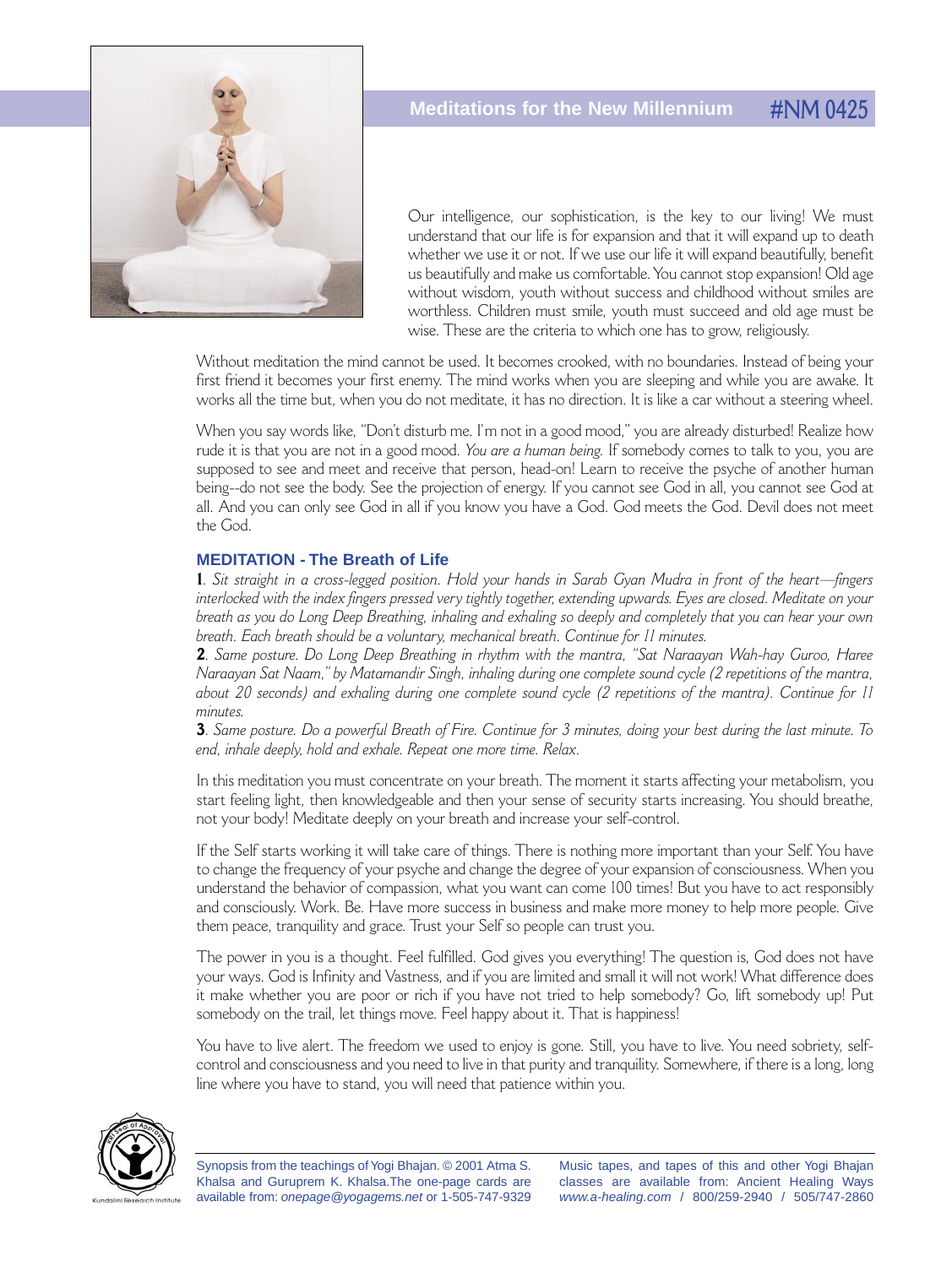## Meditations for the New Millennium #NM 0425

Our intelligence, our sophistication, is the key to our living! We must understand that our life is for expansion and that it will expand up to death whether we use it or not. If we use our life it will expand beautifully, benefit us beautifully and make us comfortable. You cannot stop expansion! Old age without wisdom, youth without success and childhood without smiles are worthless. Children must smile, youth must succeed and old age must be wise. These are the criteria to which one has to grow, religiously.

Without meditation the mind cannot be used. It becomes crooked, with no boundaries. Instead of being your first friend it becomes your first enemy. The mind works when you are sleeping and while you are awake. It works all the time but, when you do not meditate, it has no direction. It is like a car without a steering wheel.

When you say words like, "Don't disturb me. I'm not in a good mood," you are already disturbed! Realize how rude it is that you are not in a good mood. *You are a human being.* If somebody comes to talk to you, you are supposed to see and meet and receive that person, head-on! Learn to receive the psyche of another human being--do not see the body. See the projection of energy. If you cannot see God in all, you cannot see God at all. And you can only see God in all if you know you have a God. God meets the God. Devil does not meet the God.

### MEDITATION - The Breath of Life

**1**. *Sit straight in a cross-legged position. Hold your hands in Sarab Gyan Mudra in front of the heart—fingers interlocked with the index fingers pressed very tightly together, extending upwards. Eyes are closed. Meditate on your breath as you do Long Deep Breathing, inhaling and exhaling so deeply and completely that you can hear your own breath. Each breath should be a voluntary, mechanical breath. Continue for 11 minutes.*

**2**. *Same posture. Do Long Deep Breathing in rhythm with the mantra, "Sat Naraayan Wah-hay Guroo, Haree Naraayan Sat Naam," by Matamandir Singh, inhaling during one complete sound cycle (2 repetitions of the mantra, about 20 seconds) and exhaling during one complete sound cycle (2 repetitions of the mantra). Continue for 11 minutes.*

**3**. *Same posture. Do a powerful Breath of Fire. Continue for 3 minutes, doing your best during the last minute. To end, inhale deeply, hold and exhale. Repeat one more time. Relax.*

In this meditation you must concentrate on your breath. The moment it starts affecting your metabolism, you start feeling light, then knowledgeable and then your sense of security starts increasing. You should breathe, not your body! Meditate deeply on your breath and increase your self-control.

If the Self starts working it will take care of things. There is nothing more important than your Self. You have to change the frequency of your psyche and change the degree of your expansion of consciousness. When you understand the behavior of compassion, what you want can come 100 times! But you have to act responsibly and consciously. Work. Be. Have more success in business and make more money to help more people. Give them peace, tranquility and grace. Trust your Self so people can trust you.

The power in you is a thought. Feel fulfilled. God gives you everything! The question is, God does not have your ways. God is Infinity and Vastness, and if you are limited and small it will not work! What difference does it make whether you are poor or rich if you have not tried to help somebody? Go, lift somebody up! Put somebody on the trail, let things move. Feel happy about it. That is happiness!

You have to live alert. The freedom we used to enjoy is gone. Still, you have to live. You need sobriety, self-control and consciousness and you need to live in that purity and tranquility. Somewhere, if there is a long, long line where you have to stand, you will need that patience within you.

KRI Seal of Approval — Kundalini Research Institute

Synopsis from the teachings of Yogi Bhajan. © 2001 Atma S. Khalsa and Guruprem K. Khalsa. The one-page cards are available from: *onepage@yogagems.net* or 1-505-747-9329

Music tapes, and tapes of this and other Yogi Bhajan classes are available from: Ancient Healing Ways *www.a-healing.com* / 800/259-2940 / 505/747-2860